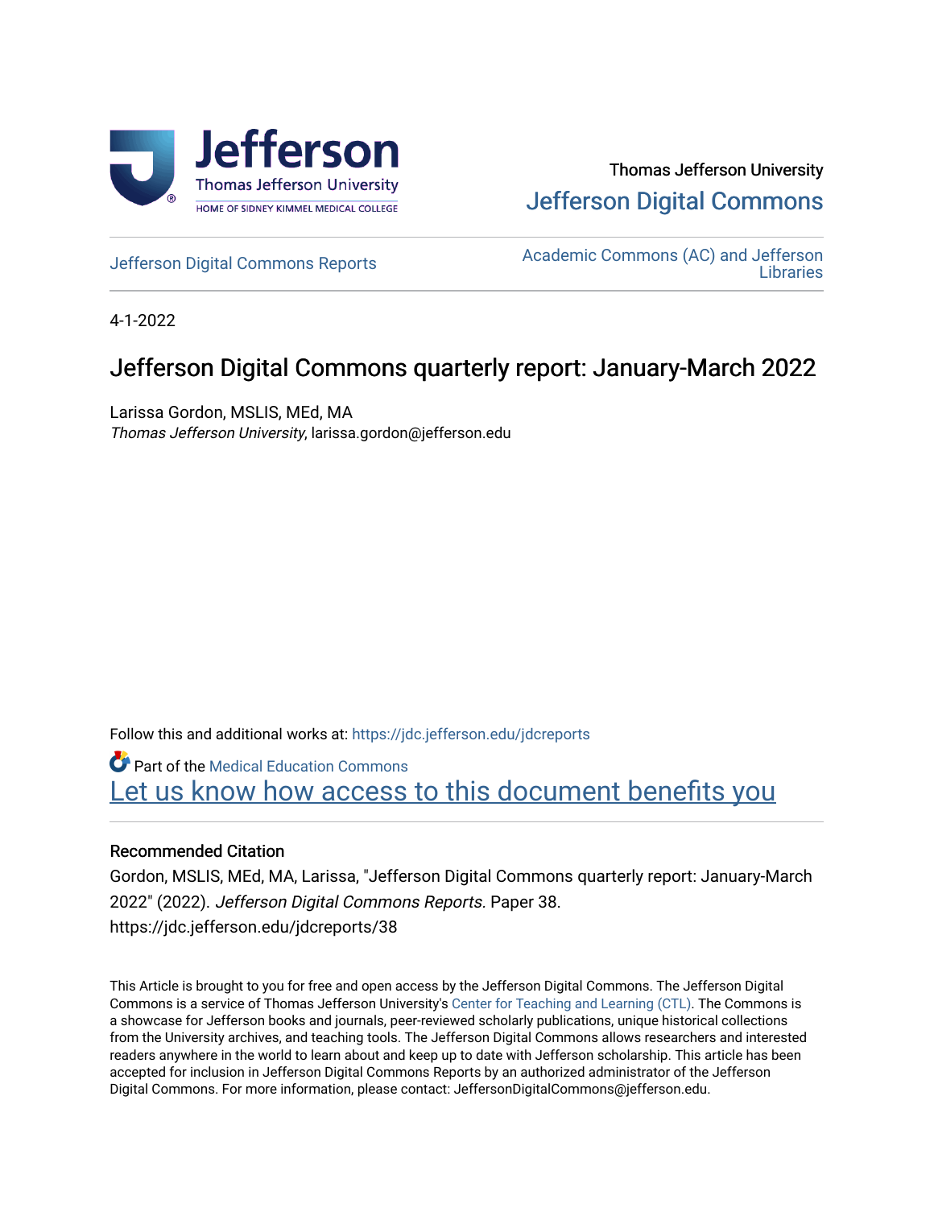Thomas Jefferson University

Jefferson Digital Commons

Jefferson Digital Commons Reports

Academic Commons (AC) and Jefferson Libraries

4-1-2022

# Jefferson Digital Commons quarterly report: January-March 2022

Larissa Gordon, MSLIS, MEd, MA

*Thomas Jefferson University*, larissa.gordon@jefferson.edu

Follow this and additional works at: https://jdc.jefferson.edu/jdcreports

Part of the Medical Education Commons

Let us know how access to this document benefits you

## Recommended Citation

Gordon, MSLIS, MEd, MA, Larissa, "Jefferson Digital Commons quarterly report: January-March 2022" (2022). *Jefferson Digital Commons Reports.* Paper 38.
https://jdc.jefferson.edu/jdcreports/38

This Article is brought to you for free and open access by the Jefferson Digital Commons. The Jefferson Digital Commons is a service of Thomas Jefferson University's Center for Teaching and Learning (CTL). The Commons is a showcase for Jefferson books and journals, peer-reviewed scholarly publications, unique historical collections from the University archives, and teaching tools. The Jefferson Digital Commons allows researchers and interested readers anywhere in the world to learn about and keep up to date with Jefferson scholarship. This article has been accepted for inclusion in Jefferson Digital Commons Reports by an authorized administrator of the Jefferson Digital Commons. For more information, please contact: JeffersonDigitalCommons@jefferson.edu.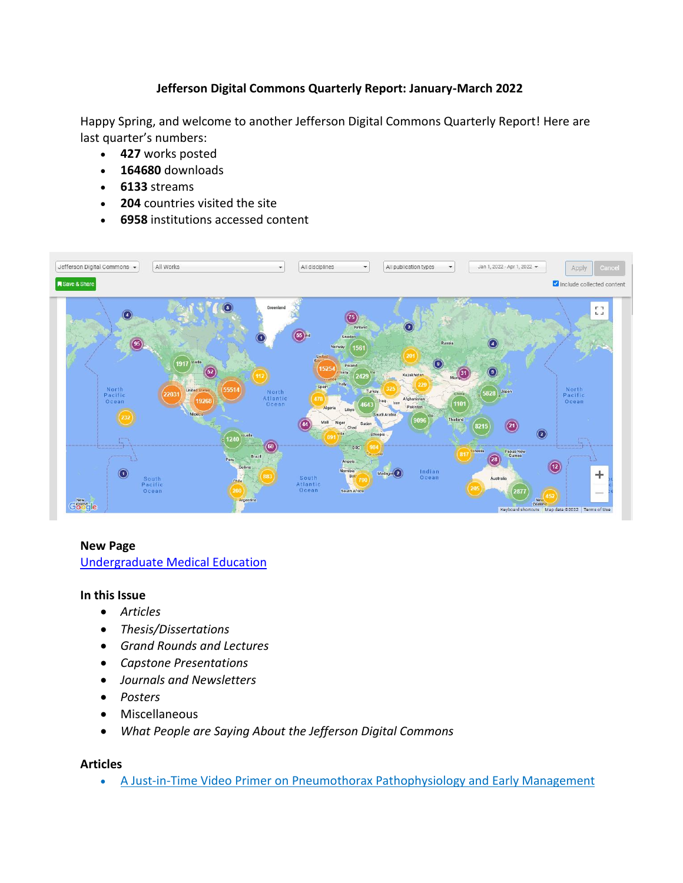**Jefferson Digital Commons Quarterly Report: January-March 2022**

Happy Spring, and welcome to another Jefferson Digital Commons Quarterly Report! Here are last quarter's numbers:

- **427** works posted
- **164680** downloads
- **6133** streams
- **204** countries visited the site
- **6958** institutions accessed content

**New Page**

[Undergraduate Medical Education]()

**In this Issue**

- *Articles*
- *Thesis/Dissertations*
- *Grand Rounds and Lectures*
- *Capstone Presentations*
- *Journals and Newsletters*
- *Posters*
- Miscellaneous
- *What People are Saying About the Jefferson Digital Commons*

**Articles**

- [A Just-in-Time Video Primer on Pneumothorax Pathophysiology and Early Management]()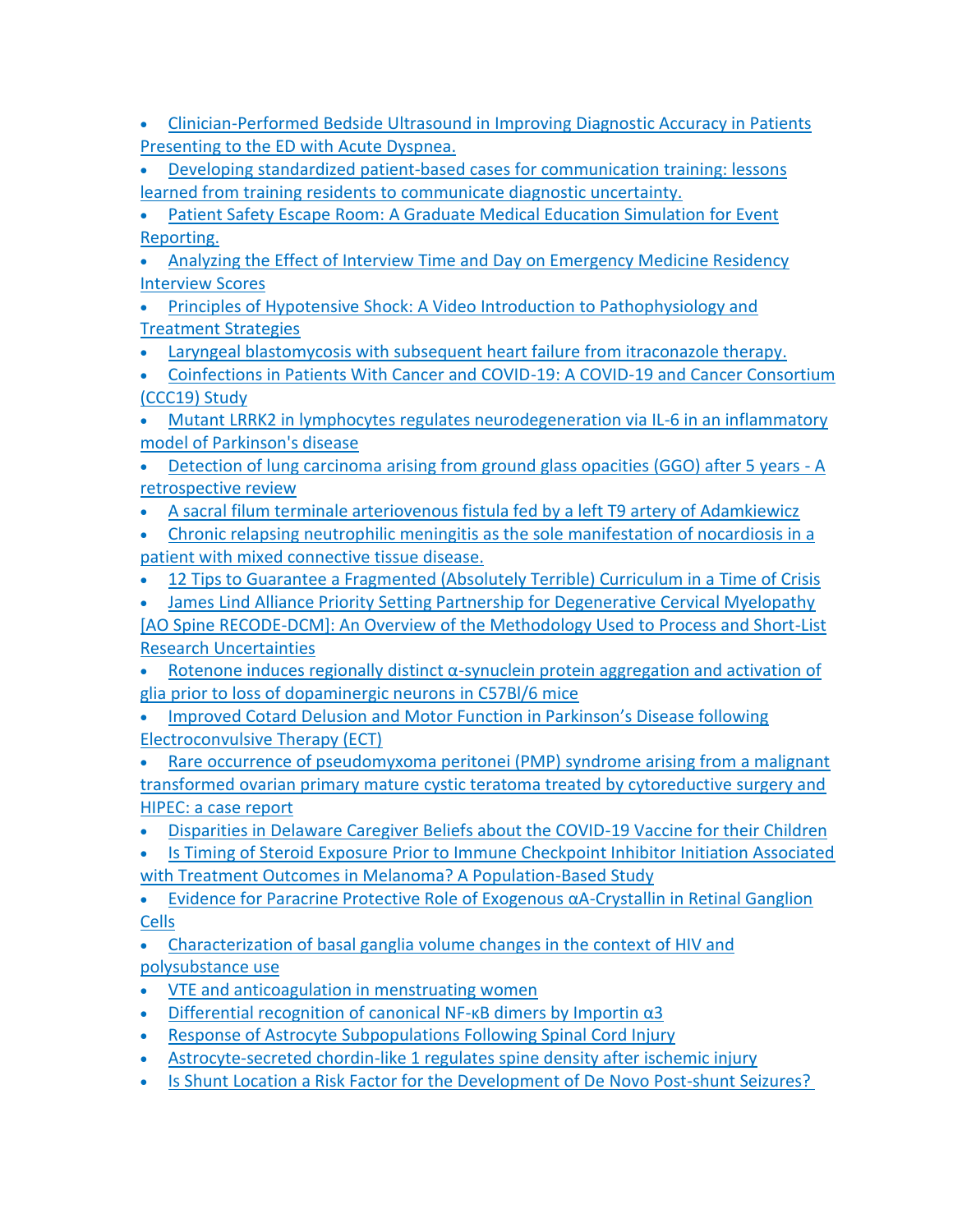- Clinician-Performed Bedside Ultrasound in Improving Diagnostic Accuracy in Patients Presenting to the ED with Acute Dyspnea.
- Developing standardized patient-based cases for communication training: lessons learned from training residents to communicate diagnostic uncertainty.
- Patient Safety Escape Room: A Graduate Medical Education Simulation for Event Reporting.
- Analyzing the Effect of Interview Time and Day on Emergency Medicine Residency Interview Scores
- Principles of Hypotensive Shock: A Video Introduction to Pathophysiology and Treatment Strategies
- Laryngeal blastomycosis with subsequent heart failure from itraconazole therapy.
- Coinfections in Patients With Cancer and COVID-19: A COVID-19 and Cancer Consortium (CCC19) Study
- Mutant LRRK2 in lymphocytes regulates neurodegeneration via IL-6 in an inflammatory model of Parkinson's disease
- Detection of lung carcinoma arising from ground glass opacities (GGO) after 5 years - A retrospective review
- A sacral filum terminale arteriovenous fistula fed by a left T9 artery of Adamkiewicz
- Chronic relapsing neutrophilic meningitis as the sole manifestation of nocardiosis in a patient with mixed connective tissue disease.
- 12 Tips to Guarantee a Fragmented (Absolutely Terrible) Curriculum in a Time of Crisis
- James Lind Alliance Priority Setting Partnership for Degenerative Cervical Myelopathy [AO Spine RECODE-DCM]: An Overview of the Methodology Used to Process and Short-List Research Uncertainties
- Rotenone induces regionally distinct α-synuclein protein aggregation and activation of glia prior to loss of dopaminergic neurons in C57Bl/6 mice
- Improved Cotard Delusion and Motor Function in Parkinson's Disease following Electroconvulsive Therapy (ECT)
- Rare occurrence of pseudomyxoma peritonei (PMP) syndrome arising from a malignant transformed ovarian primary mature cystic teratoma treated by cytoreductive surgery and HIPEC: a case report
- Disparities in Delaware Caregiver Beliefs about the COVID-19 Vaccine for their Children
- Is Timing of Steroid Exposure Prior to Immune Checkpoint Inhibitor Initiation Associated with Treatment Outcomes in Melanoma? A Population-Based Study
- Evidence for Paracrine Protective Role of Exogenous αA-Crystallin in Retinal Ganglion Cells
- Characterization of basal ganglia volume changes in the context of HIV and polysubstance use
- VTE and anticoagulation in menstruating women
- Differential recognition of canonical NF-κB dimers by Importin α3
- Response of Astrocyte Subpopulations Following Spinal Cord Injury
- Astrocyte-secreted chordin-like 1 regulates spine density after ischemic injury
- Is Shunt Location a Risk Factor for the Development of De Novo Post-shunt Seizures?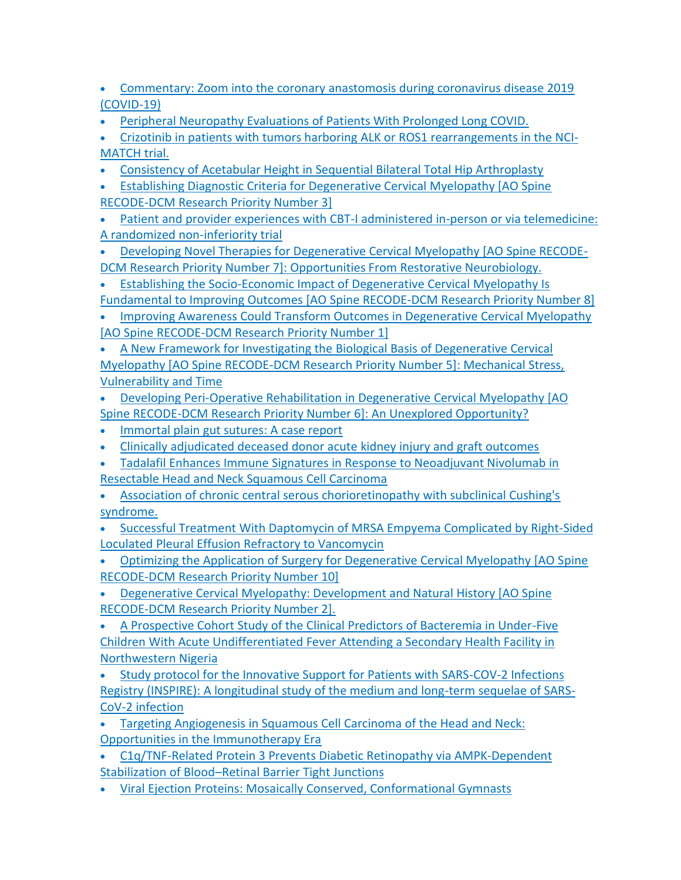- Commentary: Zoom into the coronary anastomosis during coronavirus disease 2019 (COVID-19)
- Peripheral Neuropathy Evaluations of Patients With Prolonged Long COVID.
- Crizotinib in patients with tumors harboring ALK or ROS1 rearrangements in the NCI-MATCH trial.
- Consistency of Acetabular Height in Sequential Bilateral Total Hip Arthroplasty
- Establishing Diagnostic Criteria for Degenerative Cervical Myelopathy [AO Spine RECODE-DCM Research Priority Number 3]
- Patient and provider experiences with CBT-I administered in-person or via telemedicine: A randomized non-inferiority trial
- Developing Novel Therapies for Degenerative Cervical Myelopathy [AO Spine RECODE-DCM Research Priority Number 7]: Opportunities From Restorative Neurobiology.
- Establishing the Socio-Economic Impact of Degenerative Cervical Myelopathy Is Fundamental to Improving Outcomes [AO Spine RECODE-DCM Research Priority Number 8]
- Improving Awareness Could Transform Outcomes in Degenerative Cervical Myelopathy [AO Spine RECODE-DCM Research Priority Number 1]
- A New Framework for Investigating the Biological Basis of Degenerative Cervical Myelopathy [AO Spine RECODE-DCM Research Priority Number 5]: Mechanical Stress, Vulnerability and Time
- Developing Peri-Operative Rehabilitation in Degenerative Cervical Myelopathy [AO Spine RECODE-DCM Research Priority Number 6]: An Unexplored Opportunity?
- Immortal plain gut sutures: A case report
- Clinically adjudicated deceased donor acute kidney injury and graft outcomes
- Tadalafil Enhances Immune Signatures in Response to Neoadjuvant Nivolumab in Resectable Head and Neck Squamous Cell Carcinoma
- Association of chronic central serous chorioretinopathy with subclinical Cushing's syndrome.
- Successful Treatment With Daptomycin of MRSA Empyema Complicated by Right-Sided Loculated Pleural Effusion Refractory to Vancomycin
- Optimizing the Application of Surgery for Degenerative Cervical Myelopathy [AO Spine RECODE-DCM Research Priority Number 10]
- Degenerative Cervical Myelopathy: Development and Natural History [AO Spine RECODE-DCM Research Priority Number 2].
- A Prospective Cohort Study of the Clinical Predictors of Bacteremia in Under-Five Children With Acute Undifferentiated Fever Attending a Secondary Health Facility in Northwestern Nigeria
- Study protocol for the Innovative Support for Patients with SARS-COV-2 Infections Registry (INSPIRE): A longitudinal study of the medium and long-term sequelae of SARS-CoV-2 infection
- Targeting Angiogenesis in Squamous Cell Carcinoma of the Head and Neck: Opportunities in the Immunotherapy Era
- C1q/TNF-Related Protein 3 Prevents Diabetic Retinopathy via AMPK-Dependent Stabilization of Blood–Retinal Barrier Tight Junctions
- Viral Ejection Proteins: Mosaically Conserved, Conformational Gymnasts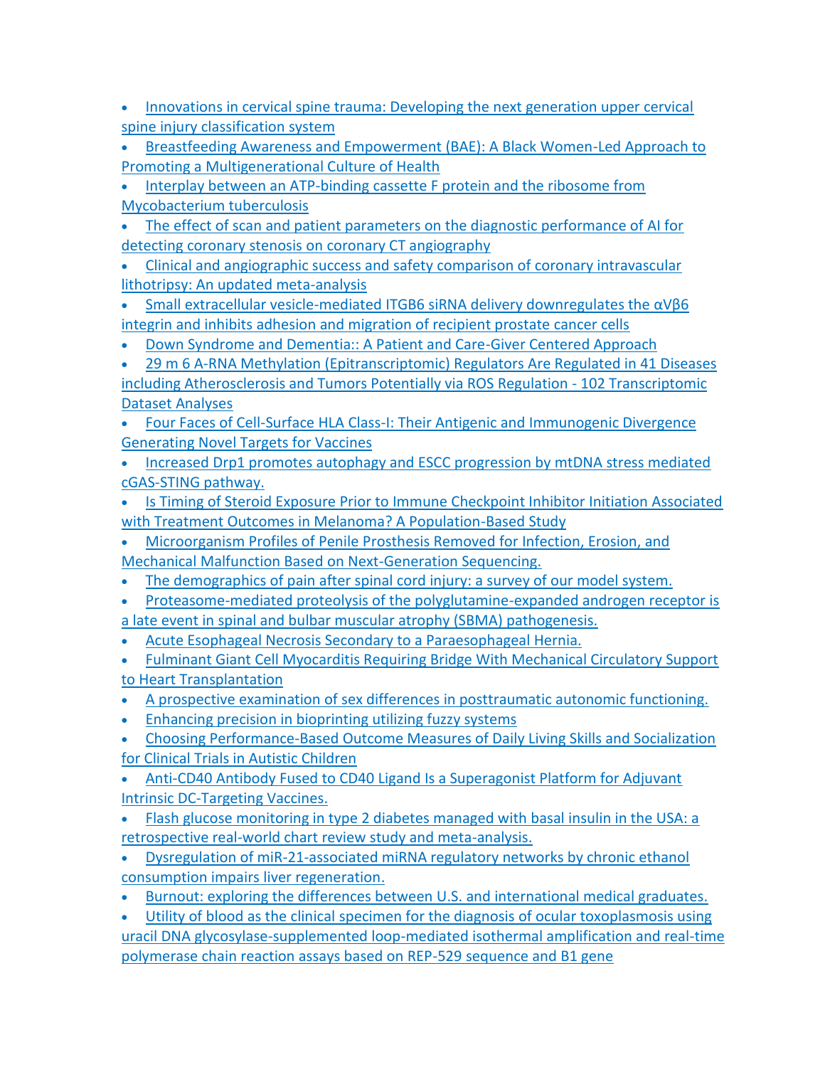- Innovations in cervical spine trauma: Developing the next generation upper cervical spine injury classification system
- Breastfeeding Awareness and Empowerment (BAE): A Black Women-Led Approach to Promoting a Multigenerational Culture of Health
- Interplay between an ATP-binding cassette F protein and the ribosome from Mycobacterium tuberculosis
- The effect of scan and patient parameters on the diagnostic performance of AI for detecting coronary stenosis on coronary CT angiography
- Clinical and angiographic success and safety comparison of coronary intravascular lithotripsy: An updated meta-analysis
- Small extracellular vesicle-mediated ITGB6 siRNA delivery downregulates the αVβ6 integrin and inhibits adhesion and migration of recipient prostate cancer cells
- Down Syndrome and Dementia:: A Patient and Care-Giver Centered Approach
- 29 m 6 A-RNA Methylation (Epitranscriptomic) Regulators Are Regulated in 41 Diseases including Atherosclerosis and Tumors Potentially via ROS Regulation - 102 Transcriptomic Dataset Analyses
- Four Faces of Cell-Surface HLA Class-I: Their Antigenic and Immunogenic Divergence Generating Novel Targets for Vaccines
- Increased Drp1 promotes autophagy and ESCC progression by mtDNA stress mediated cGAS-STING pathway.
- Is Timing of Steroid Exposure Prior to Immune Checkpoint Inhibitor Initiation Associated with Treatment Outcomes in Melanoma? A Population-Based Study
- Microorganism Profiles of Penile Prosthesis Removed for Infection, Erosion, and Mechanical Malfunction Based on Next-Generation Sequencing.
- The demographics of pain after spinal cord injury: a survey of our model system.
- Proteasome-mediated proteolysis of the polyglutamine-expanded androgen receptor is a late event in spinal and bulbar muscular atrophy (SBMA) pathogenesis.
- Acute Esophageal Necrosis Secondary to a Paraesophageal Hernia.
- Fulminant Giant Cell Myocarditis Requiring Bridge With Mechanical Circulatory Support to Heart Transplantation
- A prospective examination of sex differences in posttraumatic autonomic functioning.
- Enhancing precision in bioprinting utilizing fuzzy systems
- Choosing Performance-Based Outcome Measures of Daily Living Skills and Socialization for Clinical Trials in Autistic Children
- Anti-CD40 Antibody Fused to CD40 Ligand Is a Superagonist Platform for Adjuvant Intrinsic DC-Targeting Vaccines.
- Flash glucose monitoring in type 2 diabetes managed with basal insulin in the USA: a retrospective real-world chart review study and meta-analysis.
- Dysregulation of miR-21-associated miRNA regulatory networks by chronic ethanol consumption impairs liver regeneration.
- Burnout: exploring the differences between U.S. and international medical graduates.
- Utility of blood as the clinical specimen for the diagnosis of ocular toxoplasmosis using uracil DNA glycosylase-supplemented loop-mediated isothermal amplification and real-time polymerase chain reaction assays based on REP-529 sequence and B1 gene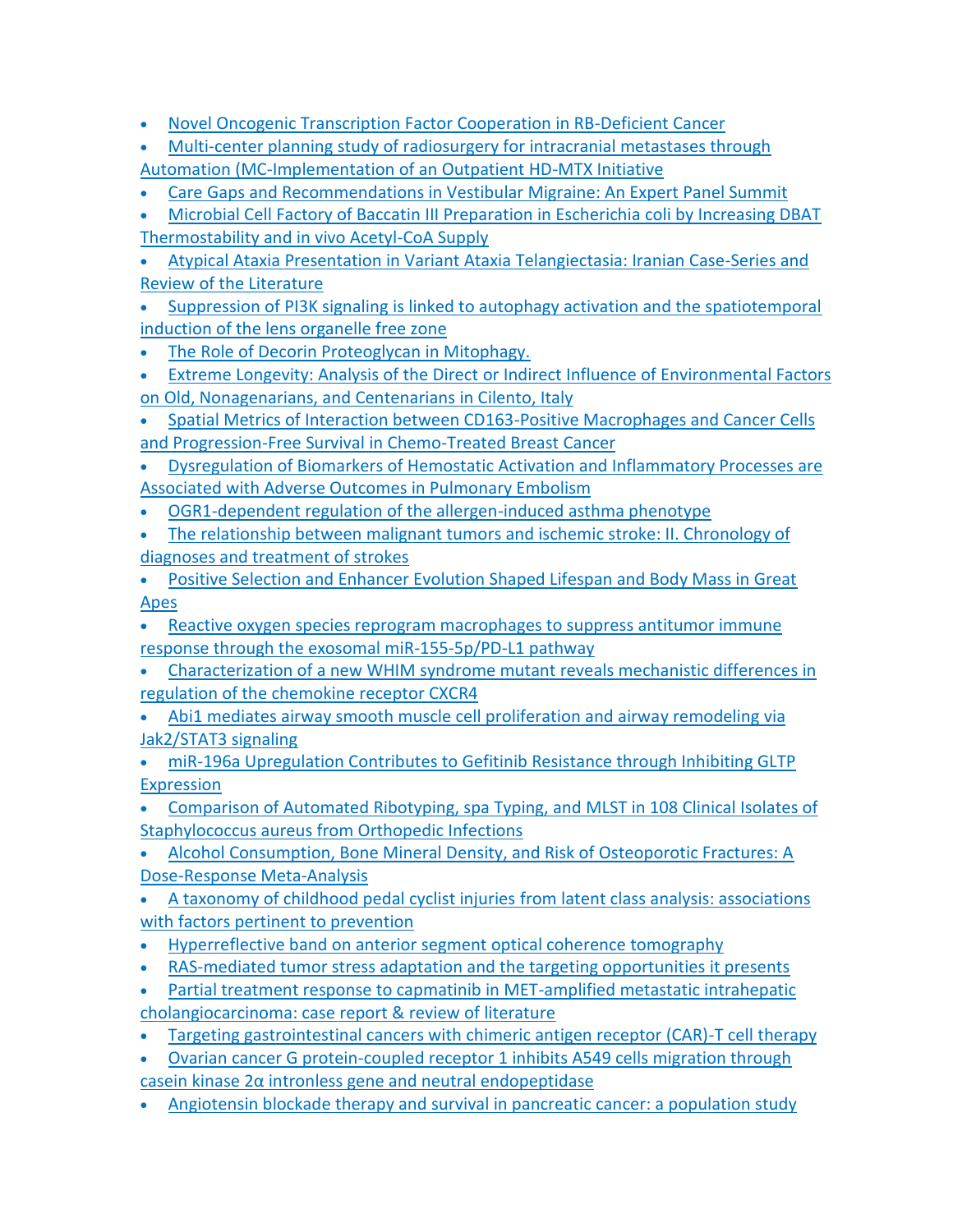- Novel Oncogenic Transcription Factor Cooperation in RB-Deficient Cancer
- Multi-center planning study of radiosurgery for intracranial metastases through Automation (MC-Implementation of an Outpatient HD-MTX Initiative
- Care Gaps and Recommendations in Vestibular Migraine: An Expert Panel Summit
- Microbial Cell Factory of Baccatin III Preparation in Escherichia coli by Increasing DBAT Thermostability and in vivo Acetyl-CoA Supply
- Atypical Ataxia Presentation in Variant Ataxia Telangiectasia: Iranian Case-Series and Review of the Literature
- Suppression of PI3K signaling is linked to autophagy activation and the spatiotemporal induction of the lens organelle free zone
- The Role of Decorin Proteoglycan in Mitophagy.
- Extreme Longevity: Analysis of the Direct or Indirect Influence of Environmental Factors on Old, Nonagenarians, and Centenarians in Cilento, Italy
- Spatial Metrics of Interaction between CD163-Positive Macrophages and Cancer Cells and Progression-Free Survival in Chemo-Treated Breast Cancer
- Dysregulation of Biomarkers of Hemostatic Activation and Inflammatory Processes are Associated with Adverse Outcomes in Pulmonary Embolism
- OGR1-dependent regulation of the allergen-induced asthma phenotype
- The relationship between malignant tumors and ischemic stroke: II. Chronology of diagnoses and treatment of strokes
- Positive Selection and Enhancer Evolution Shaped Lifespan and Body Mass in Great Apes
- Reactive oxygen species reprogram macrophages to suppress antitumor immune response through the exosomal miR-155-5p/PD-L1 pathway
- Characterization of a new WHIM syndrome mutant reveals mechanistic differences in regulation of the chemokine receptor CXCR4
- Abi1 mediates airway smooth muscle cell proliferation and airway remodeling via Jak2/STAT3 signaling
- miR-196a Upregulation Contributes to Gefitinib Resistance through Inhibiting GLTP Expression
- Comparison of Automated Ribotyping, spa Typing, and MLST in 108 Clinical Isolates of Staphylococcus aureus from Orthopedic Infections
- Alcohol Consumption, Bone Mineral Density, and Risk of Osteoporotic Fractures: A Dose-Response Meta-Analysis
- A taxonomy of childhood pedal cyclist injuries from latent class analysis: associations with factors pertinent to prevention
- Hyperreflective band on anterior segment optical coherence tomography
- RAS-mediated tumor stress adaptation and the targeting opportunities it presents
- Partial treatment response to capmatinib in MET-amplified metastatic intrahepatic cholangiocarcinoma: case report & review of literature
- Targeting gastrointestinal cancers with chimeric antigen receptor (CAR)-T cell therapy
- Ovarian cancer G protein-coupled receptor 1 inhibits A549 cells migration through casein kinase 2α intronless gene and neutral endopeptidase
- Angiotensin blockade therapy and survival in pancreatic cancer: a population study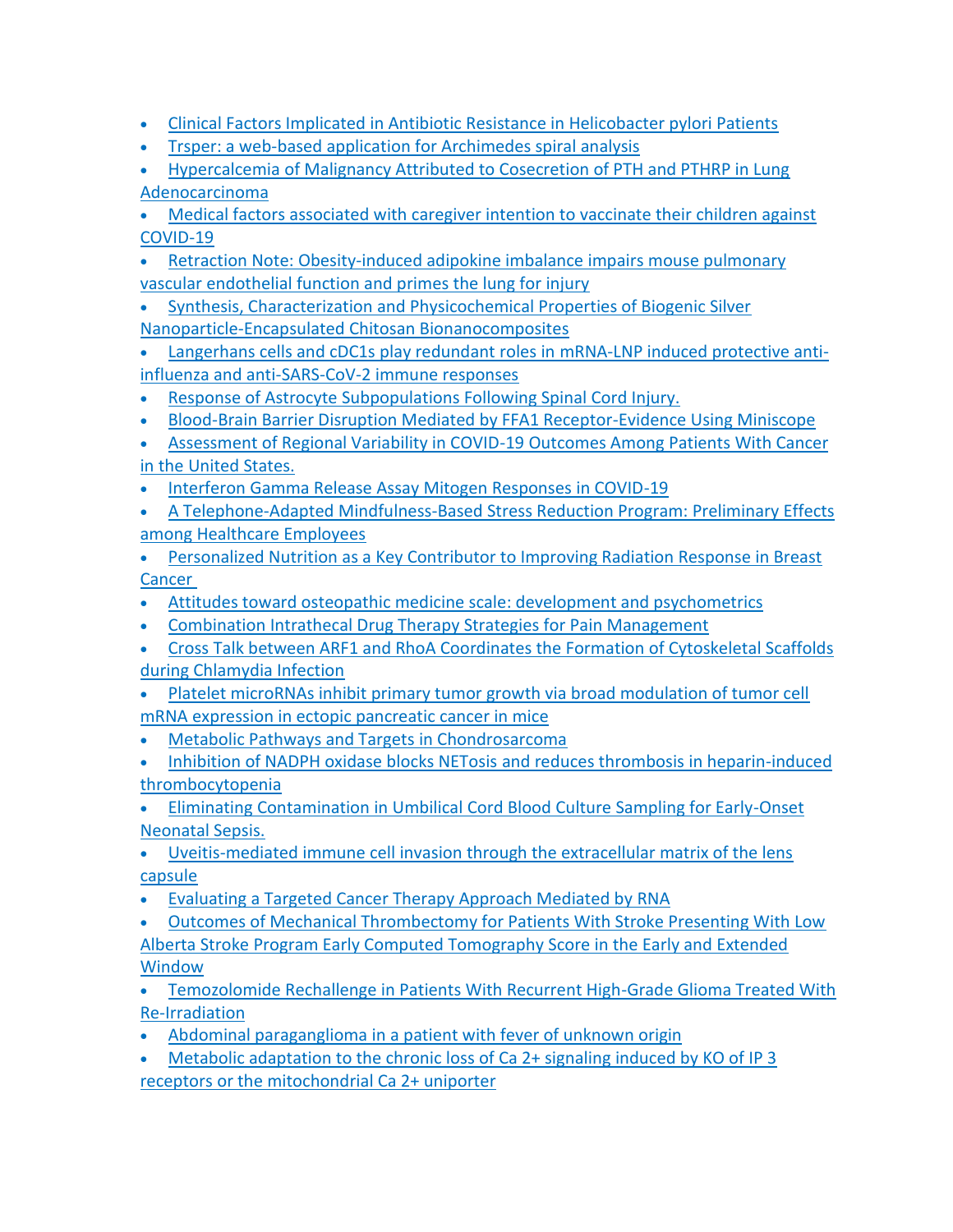- Clinical Factors Implicated in Antibiotic Resistance in Helicobacter pylori Patients
- Trsper: a web-based application for Archimedes spiral analysis
- Hypercalcemia of Malignancy Attributed to Cosecretion of PTH and PTHRP in Lung Adenocarcinoma
- Medical factors associated with caregiver intention to vaccinate their children against COVID-19
- Retraction Note: Obesity-induced adipokine imbalance impairs mouse pulmonary vascular endothelial function and primes the lung for injury
- Synthesis, Characterization and Physicochemical Properties of Biogenic Silver Nanoparticle-Encapsulated Chitosan Bionanocomposites
- Langerhans cells and cDC1s play redundant roles in mRNA-LNP induced protective anti-influenza and anti-SARS-CoV-2 immune responses
- Response of Astrocyte Subpopulations Following Spinal Cord Injury.
- Blood-Brain Barrier Disruption Mediated by FFA1 Receptor-Evidence Using Miniscope
- Assessment of Regional Variability in COVID-19 Outcomes Among Patients With Cancer in the United States.
- Interferon Gamma Release Assay Mitogen Responses in COVID-19
- A Telephone-Adapted Mindfulness-Based Stress Reduction Program: Preliminary Effects among Healthcare Employees
- Personalized Nutrition as a Key Contributor to Improving Radiation Response in Breast Cancer
- Attitudes toward osteopathic medicine scale: development and psychometrics
- Combination Intrathecal Drug Therapy Strategies for Pain Management
- Cross Talk between ARF1 and RhoA Coordinates the Formation of Cytoskeletal Scaffolds during Chlamydia Infection
- Platelet microRNAs inhibit primary tumor growth via broad modulation of tumor cell mRNA expression in ectopic pancreatic cancer in mice
- Metabolic Pathways and Targets in Chondrosarcoma
- Inhibition of NADPH oxidase blocks NETosis and reduces thrombosis in heparin-induced thrombocytopenia
- Eliminating Contamination in Umbilical Cord Blood Culture Sampling for Early-Onset Neonatal Sepsis.
- Uveitis-mediated immune cell invasion through the extracellular matrix of the lens capsule
- Evaluating a Targeted Cancer Therapy Approach Mediated by RNA
- Outcomes of Mechanical Thrombectomy for Patients With Stroke Presenting With Low Alberta Stroke Program Early Computed Tomography Score in the Early and Extended Window
- Temozolomide Rechallenge in Patients With Recurrent High-Grade Glioma Treated With Re-Irradiation
- Abdominal paraganglioma in a patient with fever of unknown origin
- Metabolic adaptation to the chronic loss of Ca 2+ signaling induced by KO of IP 3 receptors or the mitochondrial Ca 2+ uniporter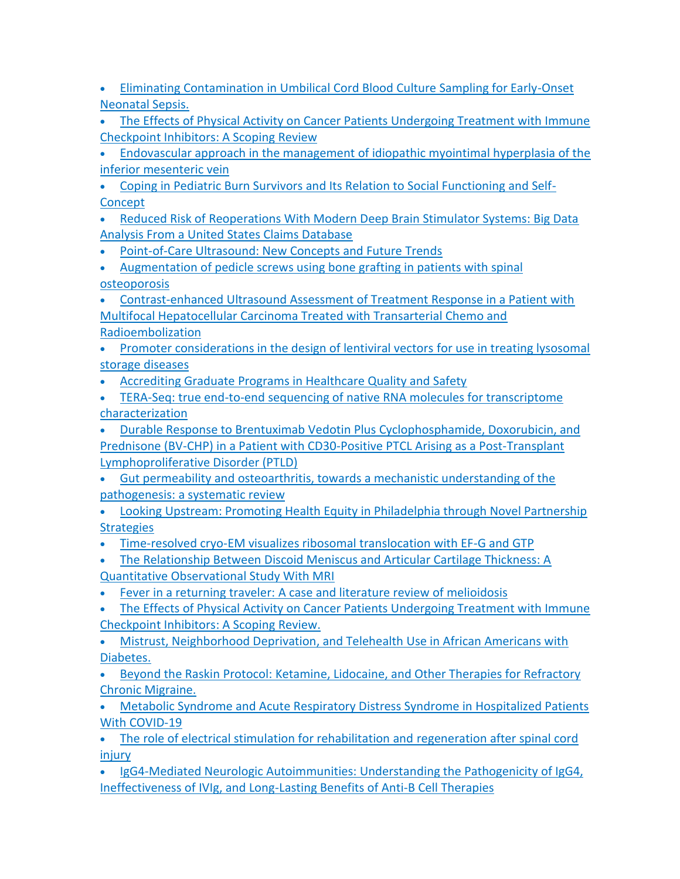- Eliminating Contamination in Umbilical Cord Blood Culture Sampling for Early-Onset Neonatal Sepsis.
- The Effects of Physical Activity on Cancer Patients Undergoing Treatment with Immune Checkpoint Inhibitors: A Scoping Review
- Endovascular approach in the management of idiopathic myointimal hyperplasia of the inferior mesenteric vein
- Coping in Pediatric Burn Survivors and Its Relation to Social Functioning and Self-Concept
- Reduced Risk of Reoperations With Modern Deep Brain Stimulator Systems: Big Data Analysis From a United States Claims Database
- Point-of-Care Ultrasound: New Concepts and Future Trends
- Augmentation of pedicle screws using bone grafting in patients with spinal osteoporosis
- Contrast-enhanced Ultrasound Assessment of Treatment Response in a Patient with Multifocal Hepatocellular Carcinoma Treated with Transarterial Chemo and Radioembolization
- Promoter considerations in the design of lentiviral vectors for use in treating lysosomal storage diseases
- Accrediting Graduate Programs in Healthcare Quality and Safety
- TERA-Seq: true end-to-end sequencing of native RNA molecules for transcriptome characterization
- Durable Response to Brentuximab Vedotin Plus Cyclophosphamide, Doxorubicin, and Prednisone (BV-CHP) in a Patient with CD30-Positive PTCL Arising as a Post-Transplant Lymphoproliferative Disorder (PTLD)
- Gut permeability and osteoarthritis, towards a mechanistic understanding of the pathogenesis: a systematic review
- Looking Upstream: Promoting Health Equity in Philadelphia through Novel Partnership Strategies
- Time-resolved cryo-EM visualizes ribosomal translocation with EF-G and GTP
- The Relationship Between Discoid Meniscus and Articular Cartilage Thickness: A Quantitative Observational Study With MRI
- Fever in a returning traveler: A case and literature review of melioidosis
- The Effects of Physical Activity on Cancer Patients Undergoing Treatment with Immune Checkpoint Inhibitors: A Scoping Review.
- Mistrust, Neighborhood Deprivation, and Telehealth Use in African Americans with Diabetes.
- Beyond the Raskin Protocol: Ketamine, Lidocaine, and Other Therapies for Refractory Chronic Migraine.
- Metabolic Syndrome and Acute Respiratory Distress Syndrome in Hospitalized Patients With COVID-19
- The role of electrical stimulation for rehabilitation and regeneration after spinal cord injury
- IgG4-Mediated Neurologic Autoimmunities: Understanding the Pathogenicity of IgG4, Ineffectiveness of IVIg, and Long-Lasting Benefits of Anti-B Cell Therapies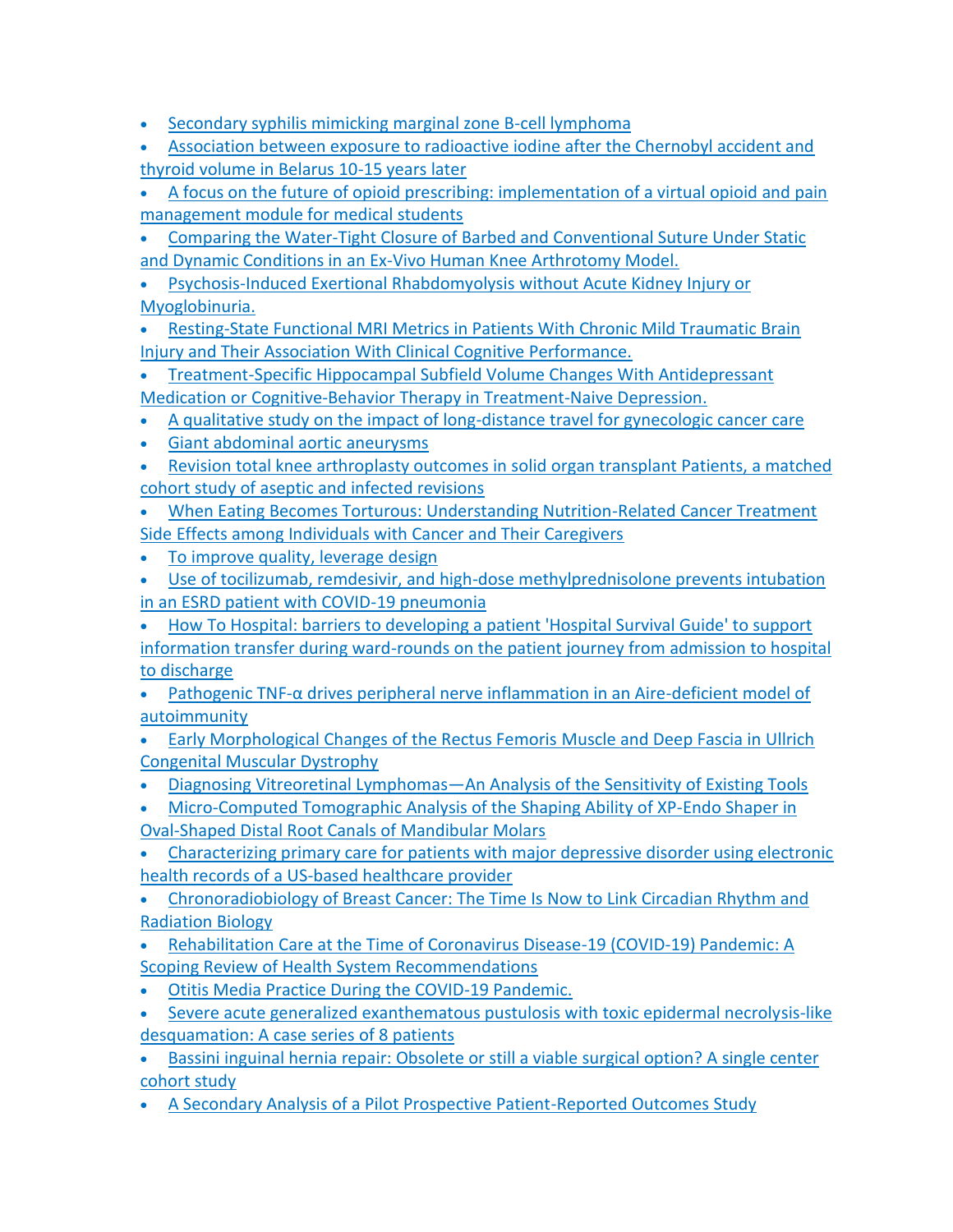- Secondary syphilis mimicking marginal zone B-cell lymphoma
- Association between exposure to radioactive iodine after the Chernobyl accident and thyroid volume in Belarus 10-15 years later
- A focus on the future of opioid prescribing: implementation of a virtual opioid and pain management module for medical students
- Comparing the Water-Tight Closure of Barbed and Conventional Suture Under Static and Dynamic Conditions in an Ex-Vivo Human Knee Arthrotomy Model.
- Psychosis-Induced Exertional Rhabdomyolysis without Acute Kidney Injury or Myoglobinuria.
- Resting-State Functional MRI Metrics in Patients With Chronic Mild Traumatic Brain Injury and Their Association With Clinical Cognitive Performance.
- Treatment-Specific Hippocampal Subfield Volume Changes With Antidepressant Medication or Cognitive-Behavior Therapy in Treatment-Naive Depression.
- A qualitative study on the impact of long-distance travel for gynecologic cancer care
- Giant abdominal aortic aneurysms
- Revision total knee arthroplasty outcomes in solid organ transplant Patients, a matched cohort study of aseptic and infected revisions
- When Eating Becomes Torturous: Understanding Nutrition-Related Cancer Treatment Side Effects among Individuals with Cancer and Their Caregivers
- To improve quality, leverage design
- Use of tocilizumab, remdesivir, and high-dose methylprednisolone prevents intubation in an ESRD patient with COVID-19 pneumonia
- How To Hospital: barriers to developing a patient 'Hospital Survival Guide' to support information transfer during ward-rounds on the patient journey from admission to hospital to discharge
- Pathogenic TNF-α drives peripheral nerve inflammation in an Aire-deficient model of autoimmunity
- Early Morphological Changes of the Rectus Femoris Muscle and Deep Fascia in Ullrich Congenital Muscular Dystrophy
- Diagnosing Vitreoretinal Lymphomas—An Analysis of the Sensitivity of Existing Tools
- Micro-Computed Tomographic Analysis of the Shaping Ability of XP-Endo Shaper in Oval-Shaped Distal Root Canals of Mandibular Molars
- Characterizing primary care for patients with major depressive disorder using electronic health records of a US-based healthcare provider
- Chronoradiobiology of Breast Cancer: The Time Is Now to Link Circadian Rhythm and Radiation Biology
- Rehabilitation Care at the Time of Coronavirus Disease-19 (COVID-19) Pandemic: A Scoping Review of Health System Recommendations
- Otitis Media Practice During the COVID-19 Pandemic.
- Severe acute generalized exanthematous pustulosis with toxic epidermal necrolysis-like desquamation: A case series of 8 patients
- Bassini inguinal hernia repair: Obsolete or still a viable surgical option? A single center cohort study
- A Secondary Analysis of a Pilot Prospective Patient-Reported Outcomes Study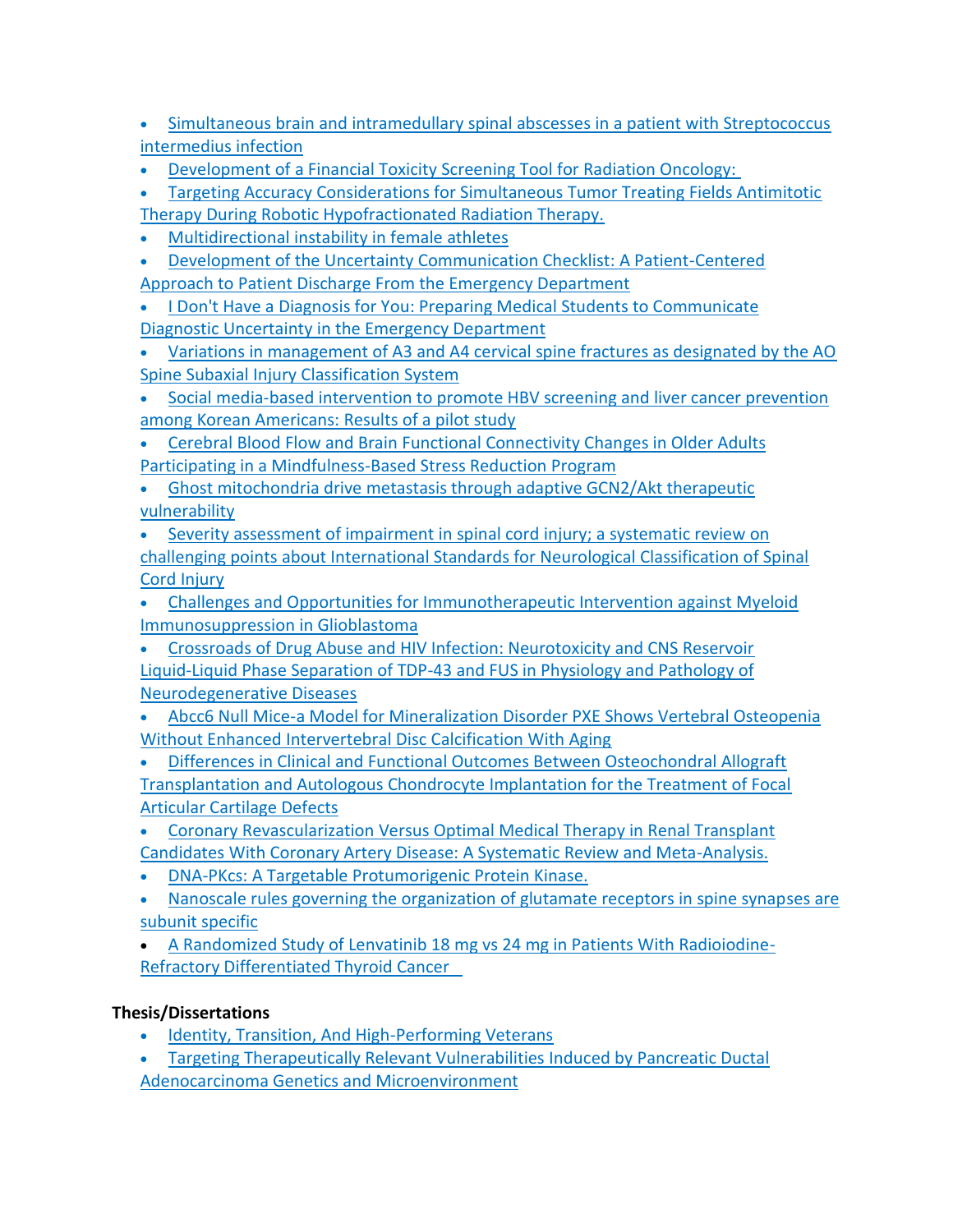- Simultaneous brain and intramedullary spinal abscesses in a patient with Streptococcus intermedius infection
- Development of a Financial Toxicity Screening Tool for Radiation Oncology:
- Targeting Accuracy Considerations for Simultaneous Tumor Treating Fields Antimitotic Therapy During Robotic Hypofractionated Radiation Therapy.
- Multidirectional instability in female athletes
- Development of the Uncertainty Communication Checklist: A Patient-Centered Approach to Patient Discharge From the Emergency Department
- I Don't Have a Diagnosis for You: Preparing Medical Students to Communicate Diagnostic Uncertainty in the Emergency Department
- Variations in management of A3 and A4 cervical spine fractures as designated by the AO Spine Subaxial Injury Classification System
- Social media-based intervention to promote HBV screening and liver cancer prevention among Korean Americans: Results of a pilot study
- Cerebral Blood Flow and Brain Functional Connectivity Changes in Older Adults Participating in a Mindfulness-Based Stress Reduction Program
- Ghost mitochondria drive metastasis through adaptive GCN2/Akt therapeutic vulnerability
- Severity assessment of impairment in spinal cord injury; a systematic review on challenging points about International Standards for Neurological Classification of Spinal Cord Injury
- Challenges and Opportunities for Immunotherapeutic Intervention against Myeloid Immunosuppression in Glioblastoma
- Crossroads of Drug Abuse and HIV Infection: Neurotoxicity and CNS Reservoir Liquid-Liquid Phase Separation of TDP-43 and FUS in Physiology and Pathology of Neurodegenerative Diseases
- Abcc6 Null Mice-a Model for Mineralization Disorder PXE Shows Vertebral Osteopenia Without Enhanced Intervertebral Disc Calcification With Aging
- Differences in Clinical and Functional Outcomes Between Osteochondral Allograft Transplantation and Autologous Chondrocyte Implantation for the Treatment of Focal Articular Cartilage Defects
- Coronary Revascularization Versus Optimal Medical Therapy in Renal Transplant Candidates With Coronary Artery Disease: A Systematic Review and Meta-Analysis.
- DNA-PKcs: A Targetable Protumorigenic Protein Kinase.
- Nanoscale rules governing the organization of glutamate receptors in spine synapses are subunit specific
- A Randomized Study of Lenvatinib 18 mg vs 24 mg in Patients With Radioiodine-Refractory Differentiated Thyroid Cancer

**Thesis/Dissertations**

- Identity, Transition, And High-Performing Veterans
- Targeting Therapeutically Relevant Vulnerabilities Induced by Pancreatic Ductal Adenocarcinoma Genetics and Microenvironment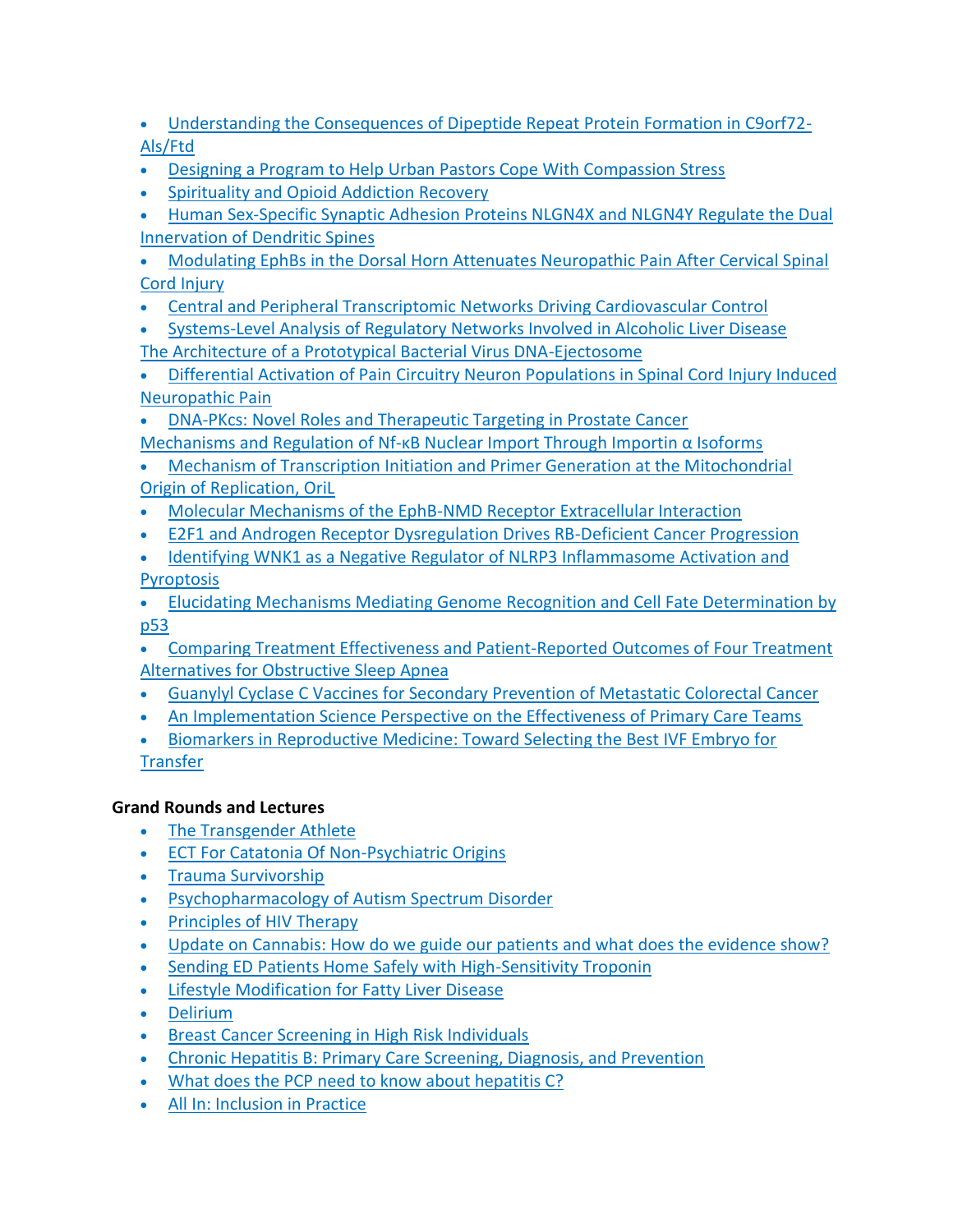- Understanding the Consequences of Dipeptide Repeat Protein Formation in C9orf72-Als/Ftd
- Designing a Program to Help Urban Pastors Cope With Compassion Stress
- Spirituality and Opioid Addiction Recovery
- Human Sex-Specific Synaptic Adhesion Proteins NLGN4X and NLGN4Y Regulate the Dual Innervation of Dendritic Spines
- Modulating EphBs in the Dorsal Horn Attenuates Neuropathic Pain After Cervical Spinal Cord Injury
- Central and Peripheral Transcriptomic Networks Driving Cardiovascular Control
- Systems-Level Analysis of Regulatory Networks Involved in Alcoholic Liver Disease The Architecture of a Prototypical Bacterial Virus DNA-Ejectosome
- Differential Activation of Pain Circuitry Neuron Populations in Spinal Cord Injury Induced Neuropathic Pain
- DNA-PKcs: Novel Roles and Therapeutic Targeting in Prostate Cancer Mechanisms and Regulation of Nf-κB Nuclear Import Through Importin α Isoforms
- Mechanism of Transcription Initiation and Primer Generation at the Mitochondrial Origin of Replication, OriL
- Molecular Mechanisms of the EphB-NMD Receptor Extracellular Interaction
- E2F1 and Androgen Receptor Dysregulation Drives RB-Deficient Cancer Progression
- Identifying WNK1 as a Negative Regulator of NLRP3 Inflammasome Activation and Pyroptosis
- Elucidating Mechanisms Mediating Genome Recognition and Cell Fate Determination by p53
- Comparing Treatment Effectiveness and Patient-Reported Outcomes of Four Treatment Alternatives for Obstructive Sleep Apnea
- Guanylyl Cyclase C Vaccines for Secondary Prevention of Metastatic Colorectal Cancer
- An Implementation Science Perspective on the Effectiveness of Primary Care Teams
- Biomarkers in Reproductive Medicine: Toward Selecting the Best IVF Embryo for Transfer

**Grand Rounds and Lectures**

- The Transgender Athlete
- ECT For Catatonia Of Non-Psychiatric Origins
- Trauma Survivorship
- Psychopharmacology of Autism Spectrum Disorder
- Principles of HIV Therapy
- Update on Cannabis: How do we guide our patients and what does the evidence show?
- Sending ED Patients Home Safely with High-Sensitivity Troponin
- Lifestyle Modification for Fatty Liver Disease
- Delirium
- Breast Cancer Screening in High Risk Individuals
- Chronic Hepatitis B: Primary Care Screening, Diagnosis, and Prevention
- What does the PCP need to know about hepatitis C?
- All In: Inclusion in Practice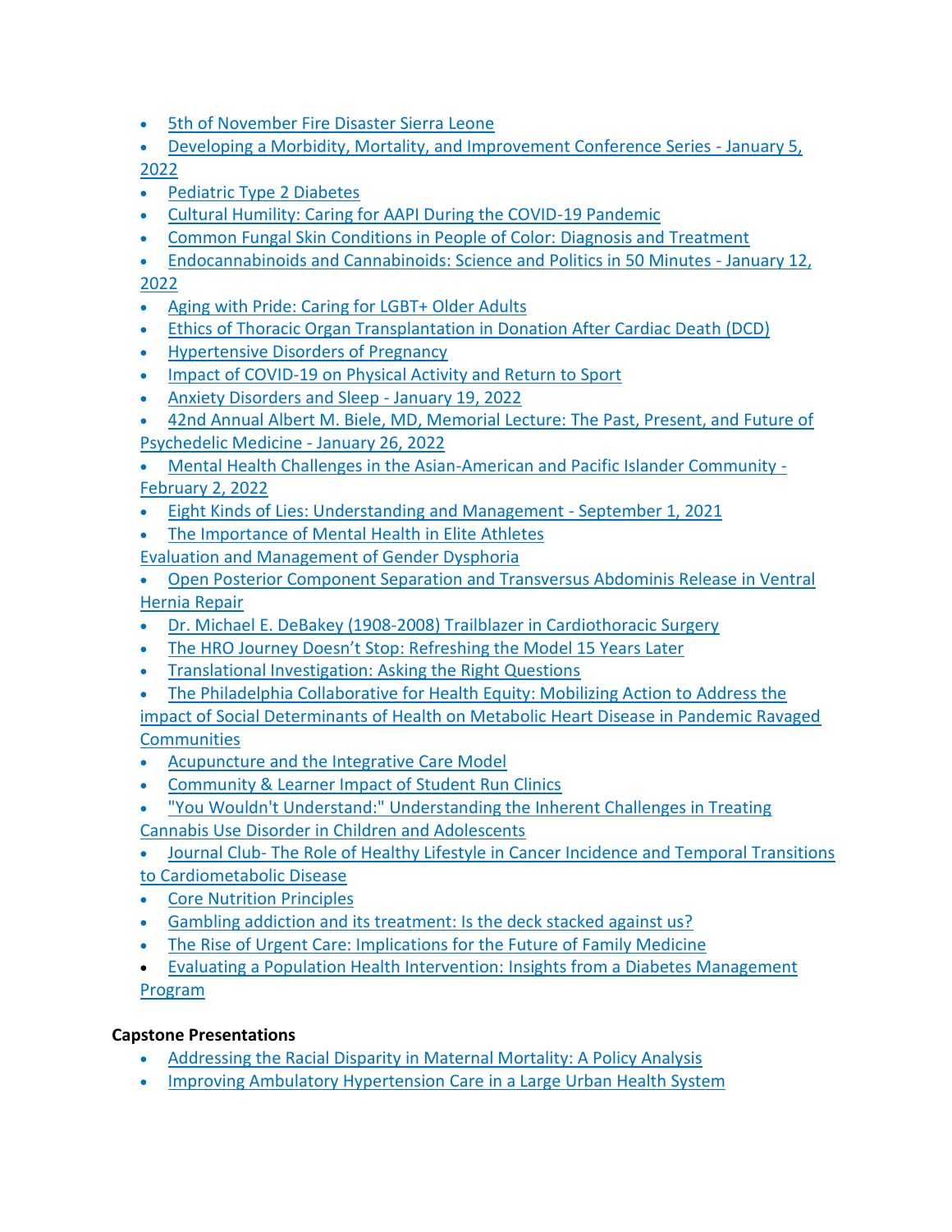- 5th of November Fire Disaster Sierra Leone
- Developing a Morbidity, Mortality, and Improvement Conference Series - January 5, 2022
- Pediatric Type 2 Diabetes
- Cultural Humility: Caring for AAPI During the COVID-19 Pandemic
- Common Fungal Skin Conditions in People of Color: Diagnosis and Treatment
- Endocannabinoids and Cannabinoids: Science and Politics in 50 Minutes - January 12, 2022
- Aging with Pride: Caring for LGBT+ Older Adults
- Ethics of Thoracic Organ Transplantation in Donation After Cardiac Death (DCD)
- Hypertensive Disorders of Pregnancy
- Impact of COVID-19 on Physical Activity and Return to Sport
- Anxiety Disorders and Sleep - January 19, 2022
- 42nd Annual Albert M. Biele, MD, Memorial Lecture: The Past, Present, and Future of Psychedelic Medicine - January 26, 2022
- Mental Health Challenges in the Asian-American and Pacific Islander Community - February 2, 2022
- Eight Kinds of Lies: Understanding and Management - September 1, 2021
- The Importance of Mental Health in Elite Athletes

Evaluation and Management of Gender Dysphoria

- Open Posterior Component Separation and Transversus Abdominis Release in Ventral Hernia Repair
- Dr. Michael E. DeBakey (1908-2008) Trailblazer in Cardiothoracic Surgery
- The HRO Journey Doesn't Stop: Refreshing the Model 15 Years Later
- Translational Investigation: Asking the Right Questions
- The Philadelphia Collaborative for Health Equity: Mobilizing Action to Address the impact of Social Determinants of Health on Metabolic Heart Disease in Pandemic Ravaged Communities
- Acupuncture and the Integrative Care Model
- Community & Learner Impact of Student Run Clinics
- "You Wouldn't Understand:" Understanding the Inherent Challenges in Treating Cannabis Use Disorder in Children and Adolescents
- Journal Club- The Role of Healthy Lifestyle in Cancer Incidence and Temporal Transitions to Cardiometabolic Disease
- Core Nutrition Principles
- Gambling addiction and its treatment: Is the deck stacked against us?
- The Rise of Urgent Care: Implications for the Future of Family Medicine
- Evaluating a Population Health Intervention: Insights from a Diabetes Management Program

**Capstone Presentations**

- Addressing the Racial Disparity in Maternal Mortality: A Policy Analysis
- Improving Ambulatory Hypertension Care in a Large Urban Health System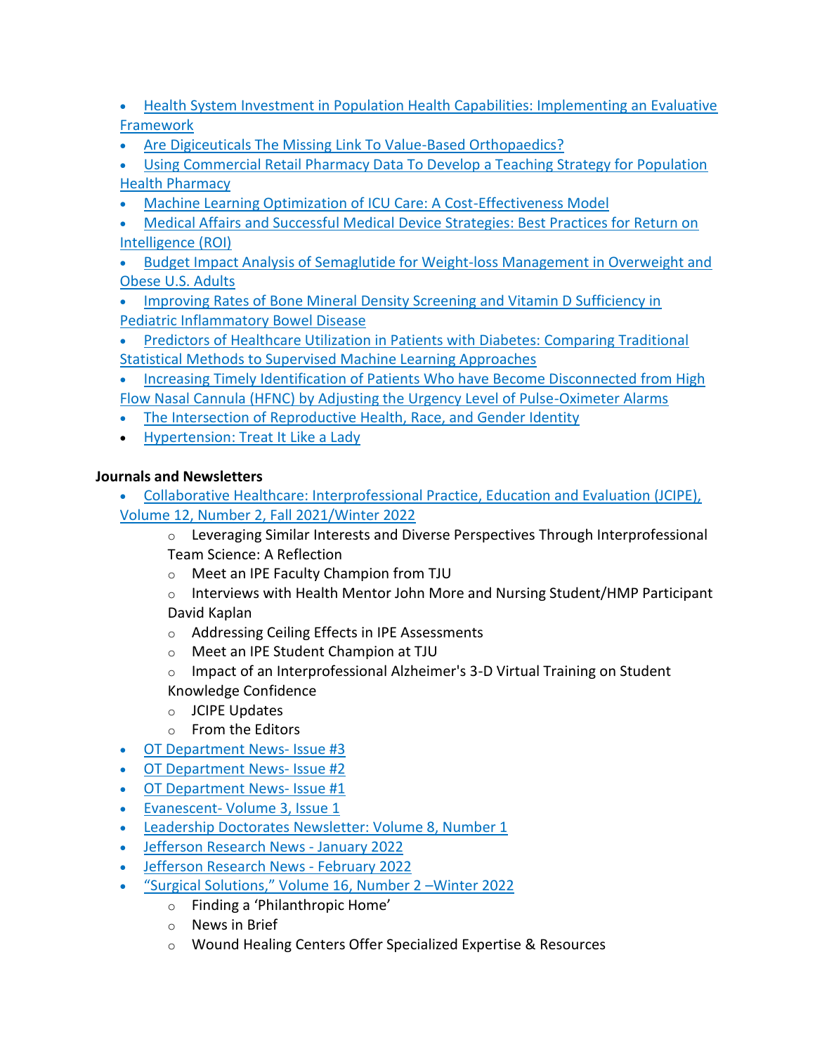- Health System Investment in Population Health Capabilities: Implementing an Evaluative Framework
- Are Digiceuticals The Missing Link To Value-Based Orthopaedics?
- Using Commercial Retail Pharmacy Data To Develop a Teaching Strategy for Population Health Pharmacy
- Machine Learning Optimization of ICU Care: A Cost-Effectiveness Model
- Medical Affairs and Successful Medical Device Strategies: Best Practices for Return on Intelligence (ROI)
- Budget Impact Analysis of Semaglutide for Weight-loss Management in Overweight and Obese U.S. Adults
- Improving Rates of Bone Mineral Density Screening and Vitamin D Sufficiency in Pediatric Inflammatory Bowel Disease
- Predictors of Healthcare Utilization in Patients with Diabetes: Comparing Traditional Statistical Methods to Supervised Machine Learning Approaches
- Increasing Timely Identification of Patients Who have Become Disconnected from High Flow Nasal Cannula (HFNC) by Adjusting the Urgency Level of Pulse-Oximeter Alarms
- The Intersection of Reproductive Health, Race, and Gender Identity
- Hypertension: Treat It Like a Lady

**Journals and Newsletters**

- Collaborative Healthcare: Interprofessional Practice, Education and Evaluation (JCIPE), Volume 12, Number 2, Fall 2021/Winter 2022
    - Leveraging Similar Interests and Diverse Perspectives Through Interprofessional Team Science: A Reflection
    - Meet an IPE Faculty Champion from TJU
    - Interviews with Health Mentor John More and Nursing Student/HMP Participant David Kaplan
    - Addressing Ceiling Effects in IPE Assessments
    - Meet an IPE Student Champion at TJU
    - Impact of an Interprofessional Alzheimer's 3-D Virtual Training on Student Knowledge Confidence
    - JCIPE Updates
    - From the Editors
- OT Department News- Issue #3
- OT Department News- Issue #2
- OT Department News- Issue #1
- Evanescent- Volume 3, Issue 1
- Leadership Doctorates Newsletter: Volume 8, Number 1
- Jefferson Research News - January 2022
- Jefferson Research News - February 2022
- "Surgical Solutions," Volume 16, Number 2 –Winter 2022
    - Finding a 'Philanthropic Home'
    - News in Brief
    - Wound Healing Centers Offer Specialized Expertise & Resources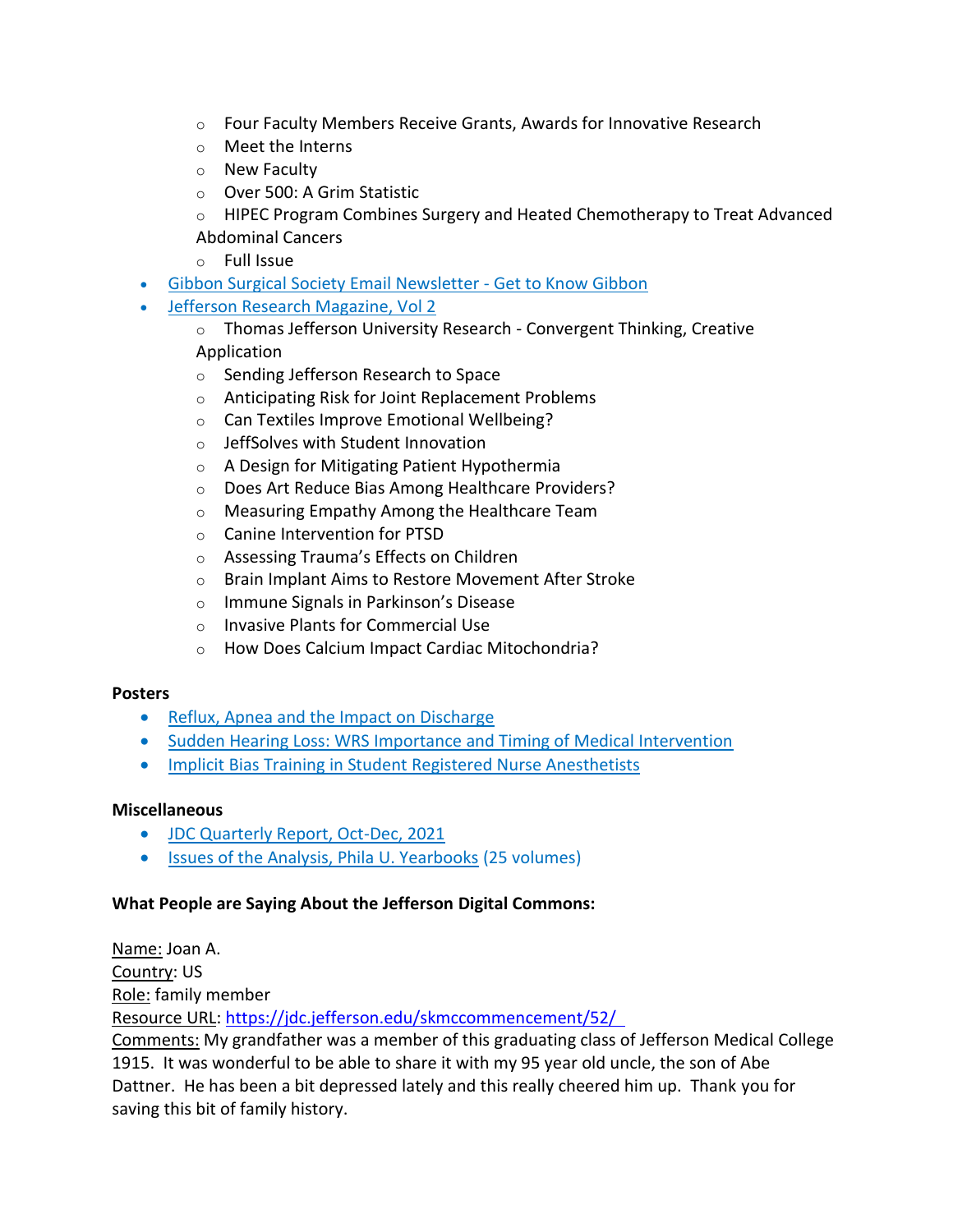- Four Faculty Members Receive Grants, Awards for Innovative Research
  - Meet the Interns
  - New Faculty
  - Over 500: A Grim Statistic
  - HIPEC Program Combines Surgery and Heated Chemotherapy to Treat Advanced Abdominal Cancers
  - Full Issue
- Gibbon Surgical Society Email Newsletter - Get to Know Gibbon
- Jefferson Research Magazine, Vol 2
  - Thomas Jefferson University Research - Convergent Thinking, Creative Application
  - Sending Jefferson Research to Space
  - Anticipating Risk for Joint Replacement Problems
  - Can Textiles Improve Emotional Wellbeing?
  - JeffSolves with Student Innovation
  - A Design for Mitigating Patient Hypothermia
  - Does Art Reduce Bias Among Healthcare Providers?
  - Measuring Empathy Among the Healthcare Team
  - Canine Intervention for PTSD
  - Assessing Trauma's Effects on Children
  - Brain Implant Aims to Restore Movement After Stroke
  - Immune Signals in Parkinson's Disease
  - Invasive Plants for Commercial Use
  - How Does Calcium Impact Cardiac Mitochondria?

**Posters**

- Reflux, Apnea and the Impact on Discharge
- Sudden Hearing Loss: WRS Importance and Timing of Medical Intervention
- Implicit Bias Training in Student Registered Nurse Anesthetists

**Miscellaneous**

- JDC Quarterly Report, Oct-Dec, 2021
- Issues of the Analysis, Phila U. Yearbooks (25 volumes)

**What People are Saying About the Jefferson Digital Commons:**

Name: Joan A.
Country: US
Role: family member
Resource URL: https://jdc.jefferson.edu/skmccommencement/52/
Comments: My grandfather was a member of this graduating class of Jefferson Medical College 1915. It was wonderful to be able to share it with my 95 year old uncle, the son of Abe Dattner. He has been a bit depressed lately and this really cheered him up. Thank you for saving this bit of family history.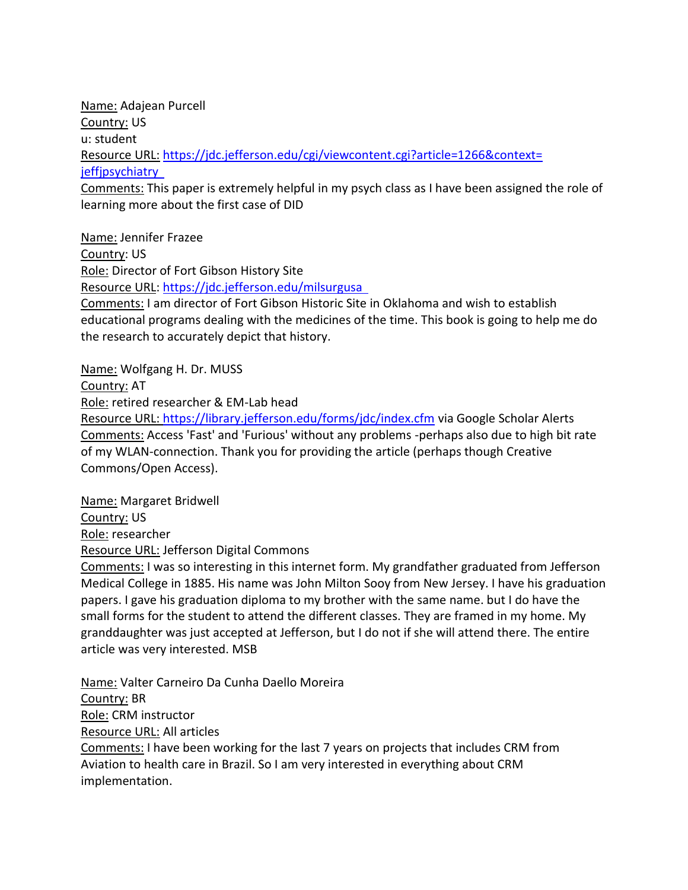Name: Adajean Purcell
Country: US
u: student
Resource URL: https://jdc.jefferson.edu/cgi/viewcontent.cgi?article=1266&context=jeffjpsychiatry
Comments: This paper is extremely helpful in my psych class as I have been assigned the role of learning more about the first case of DID

Name: Jennifer Frazee
Country: US
Role: Director of Fort Gibson History Site
Resource URL: https://jdc.jefferson.edu/milsurgusa
Comments: I am director of Fort Gibson Historic Site in Oklahoma and wish to establish educational programs dealing with the medicines of the time. This book is going to help me do the research to accurately depict that history.

Name: Wolfgang H. Dr. MUSS
Country: AT
Role: retired researcher & EM-Lab head
Resource URL: https://library.jefferson.edu/forms/jdc/index.cfm via Google Scholar Alerts
Comments: Access 'Fast' and 'Furious' without any problems -perhaps also due to high bit rate of my WLAN-connection. Thank you for providing the article (perhaps though Creative Commons/Open Access).

Name: Margaret Bridwell
Country: US
Role: researcher
Resource URL: Jefferson Digital Commons
Comments: I was so interesting in this internet form. My grandfather graduated from Jefferson Medical College in 1885. His name was John Milton Sooy from New Jersey. I have his graduation papers. I gave his graduation diploma to my brother with the same name. but I do have the small forms for the student to attend the different classes. They are framed in my home. My granddaughter was just accepted at Jefferson, but I do not if she will attend there. The entire article was very interested. MSB

Name: Valter Carneiro Da Cunha Daello Moreira
Country: BR
Role: CRM instructor
Resource URL: All articles
Comments: I have been working for the last 7 years on projects that includes CRM from Aviation to health care in Brazil. So I am very interested in everything about CRM implementation.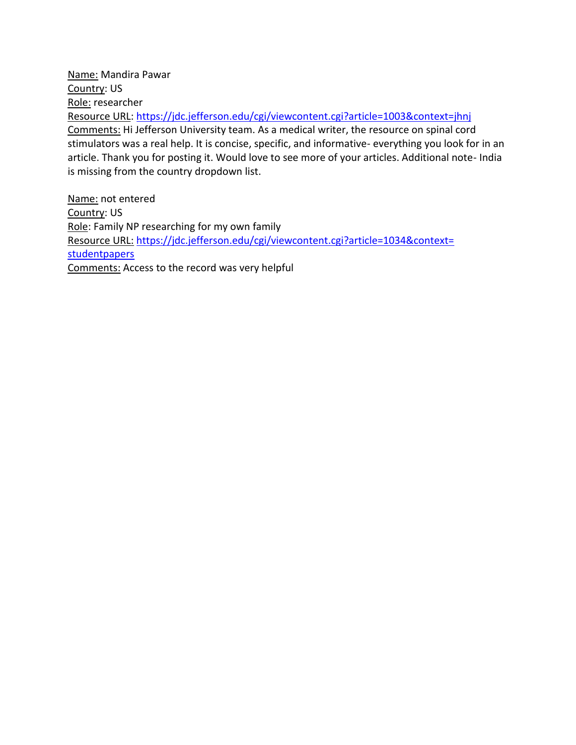Name: Mandira Pawar  
Country: US  
Role: researcher  
Resource URL: https://jdc.jefferson.edu/cgi/viewcontent.cgi?article=1003&context=jhnj  
Comments: Hi Jefferson University team. As a medical writer, the resource on spinal cord stimulators was a real help. It is concise, specific, and informative- everything you look for in an article. Thank you for posting it. Would love to see more of your articles. Additional note- India is missing from the country dropdown list.

Name: not entered  
Country: US  
Role: Family NP researching for my own family  
Resource URL: https://jdc.jefferson.edu/cgi/viewcontent.cgi?article=1034&context=studentpapers  
Comments: Access to the record was very helpful